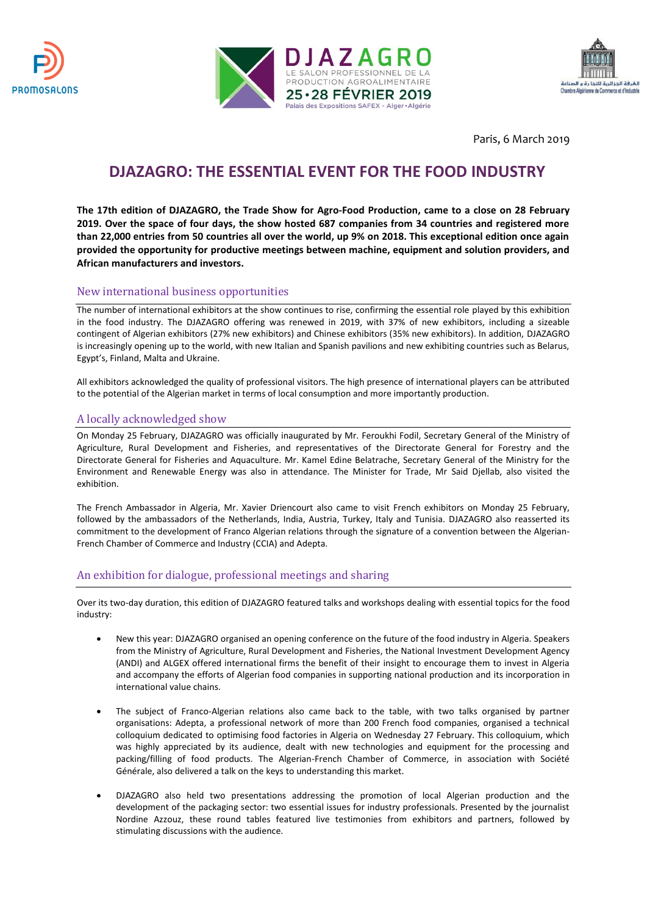PROMOSALONS

DJAZAGRO
LE SALON PROFESSIONNEL DE LA PRODUCTION AGROALIMENTAIRE
25•28 FÉVRIER 2019
Palais des Expositions SAFEX - Alger•Algérie

الغرفة الجزائرية للتجارة و الصناعة
Chambre Algérienne de Commerce et d'Industrie

Paris, 6 March 2019

# DJAZAGRO: THE ESSENTIAL EVENT FOR THE FOOD INDUSTRY

**The 17th edition of DJAZAGRO, the Trade Show for Agro-Food Production, came to a close on 28 February 2019. Over the space of four days, the show hosted 687 companies from 34 countries and registered more than 22,000 entries from 50 countries all over the world, up 9% on 2018. This exceptional edition once again provided the opportunity for productive meetings between machine, equipment and solution providers, and African manufacturers and investors.**

## New international business opportunities

The number of international exhibitors at the show continues to rise, confirming the essential role played by this exhibition in the food industry. The DJAZAGRO offering was renewed in 2019, with 37% of new exhibitors, including a sizeable contingent of Algerian exhibitors (27% new exhibitors) and Chinese exhibitors (35% new exhibitors). In addition, DJAZAGRO is increasingly opening up to the world, with new Italian and Spanish pavilions and new exhibiting countries such as Belarus, Egypt's, Finland, Malta and Ukraine.

All exhibitors acknowledged the quality of professional visitors. The high presence of international players can be attributed to the potential of the Algerian market in terms of local consumption and more importantly production.

## A locally acknowledged show

On Monday 25 February, DJAZAGRO was officially inaugurated by Mr. Feroukhi Fodil, Secretary General of the Ministry of Agriculture, Rural Development and Fisheries, and representatives of the Directorate General for Forestry and the Directorate General for Fisheries and Aquaculture. Mr. Kamel Edine Belatrache, Secretary General of the Ministry for the Environment and Renewable Energy was also in attendance. The Minister for Trade, Mr Said Djellab, also visited the exhibition.

The French Ambassador in Algeria, Mr. Xavier Driencourt also came to visit French exhibitors on Monday 25 February, followed by the ambassadors of the Netherlands, India, Austria, Turkey, Italy and Tunisia. DJAZAGRO also reasserted its commitment to the development of Franco Algerian relations through the signature of a convention between the Algerian-French Chamber of Commerce and Industry (CCIA) and Adepta.

## An exhibition for dialogue, professional meetings and sharing

Over its two-day duration, this edition of DJAZAGRO featured talks and workshops dealing with essential topics for the food industry:

- New this year: DJAZAGRO organised an opening conference on the future of the food industry in Algeria. Speakers from the Ministry of Agriculture, Rural Development and Fisheries, the National Investment Development Agency (ANDI) and ALGEX offered international firms the benefit of their insight to encourage them to invest in Algeria and accompany the efforts of Algerian food companies in supporting national production and its incorporation in international value chains.

- The subject of Franco-Algerian relations also came back to the table, with two talks organised by partner organisations: Adepta, a professional network of more than 200 French food companies, organised a technical colloquium dedicated to optimising food factories in Algeria on Wednesday 27 February. This colloquium, which was highly appreciated by its audience, dealt with new technologies and equipment for the processing and packing/filling of food products. The Algerian-French Chamber of Commerce, in association with Société Générale, also delivered a talk on the keys to understanding this market.

- DJAZAGRO also held two presentations addressing the promotion of local Algerian production and the development of the packaging sector: two essential issues for industry professionals. Presented by the journalist Nordine Azzouz, these round tables featured live testimonies from exhibitors and partners, followed by stimulating discussions with the audience.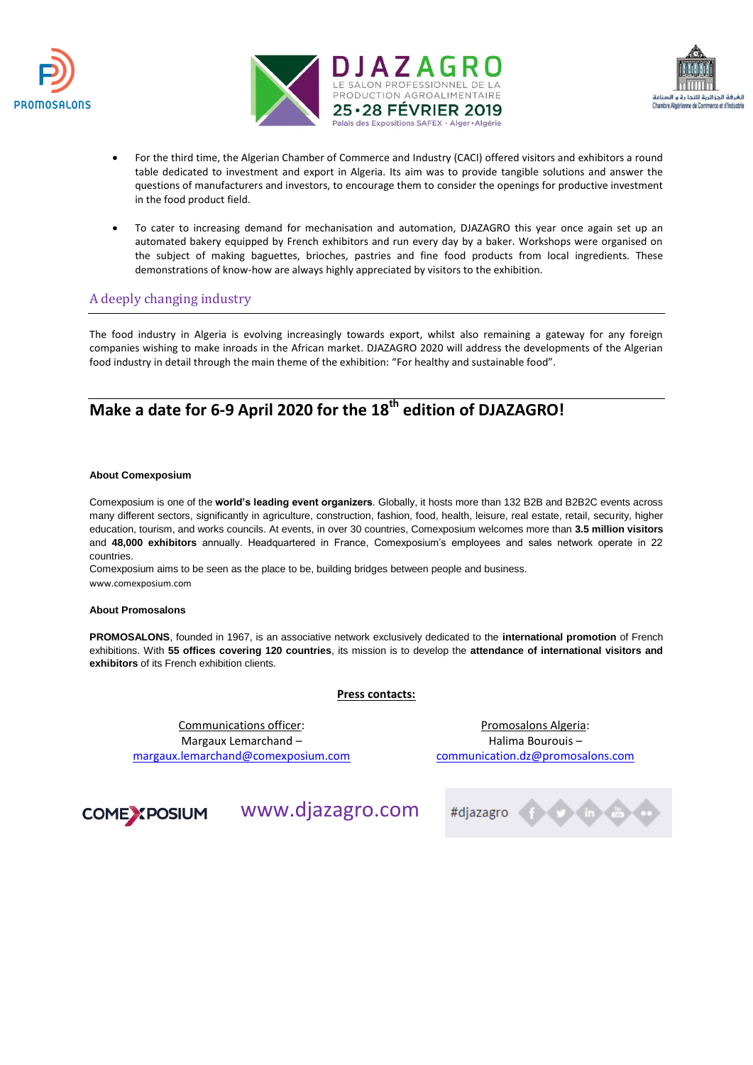- For the third time, the Algerian Chamber of Commerce and Industry (CACI) offered visitors and exhibitors a round table dedicated to investment and export in Algeria. Its aim was to provide tangible solutions and answer the questions of manufacturers and investors, to encourage them to consider the openings for productive investment in the food product field.
- To cater to increasing demand for mechanisation and automation, DJAZAGRO this year once again set up an automated bakery equipped by French exhibitors and run every day by a baker. Workshops were organised on the subject of making baguettes, brioches, pastries and fine food products from local ingredients. These demonstrations of know-how are always highly appreciated by visitors to the exhibition.

## A deeply changing industry

The food industry in Algeria is evolving increasingly towards export, whilst also remaining a gateway for any foreign companies wishing to make inroads in the African market. DJAZAGRO 2020 will address the developments of the Algerian food industry in detail through the main theme of the exhibition: "For healthy and sustainable food".

## Make a date for 6-9 April 2020 for the 18th edition of DJAZAGRO!

**About Comexposium**

Comexposium is one of the **world's leading event organizers**. Globally, it hosts more than 132 B2B and B2B2C events across many different sectors, significantly in agriculture, construction, fashion, food, health, leisure, real estate, retail, security, higher education, tourism, and works councils. At events, in over 30 countries, Comexposium welcomes more than **3.5 million visitors** and **48,000 exhibitors** annually. Headquartered in France, Comexposium's employees and sales network operate in 22 countries.

Comexposium aims to be seen as the place to be, building bridges between people and business.

www.comexposium.com

**About Promosalons**

**PROMOSALONS**, founded in 1967, is an associative network exclusively dedicated to the **international promotion** of French exhibitions. With **55 offices covering 120 countries**, its mission is to develop the **attendance of international visitors and exhibitors** of its French exhibition clients.

**Press contacts:**

Communications officer:
Margaux Lemarchand –
margaux.lemarchand@comexposium.com

Promosalons Algeria:
Halima Bourouis –
communication.dz@promosalons.com

www.djazagro.com

#djazagro